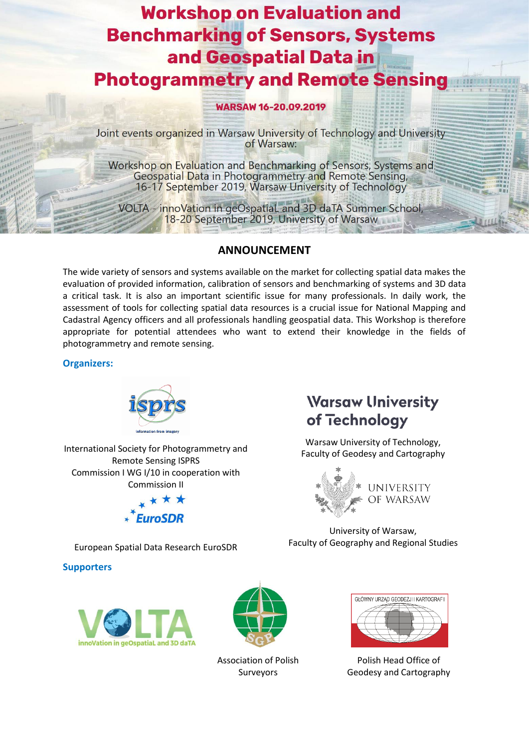# Workshop on Evaluation and Benchmarking of Sensors, Systems and Geospatial Data in Photogrammetry and Remote Sensing

**WARSAW 16-20.09.2019**

Joint events organized in Warsaw University of Technology and University of Warsaw:

Workshop on Evaluation and Benchmarking of Sensors, Systems and Geospatial Data in Photogrammetry and Remote Sensing, 16-17 September 2019, Warsaw University of Technology

VOLTA - innoVation in geOspatial and 3D daTA Summer School, 18-20 September 2019, University of Warsaw

## ANNOUNCEMENT

The wide variety of sensors and systems available on the market for collecting spatial data makes the evaluation of provided information, calibration of sensors and benchmarking of systems and 3D data a critical task. It is also an important scientific issue for many professionals. In daily work, the assessment of tools for collecting spatial data resources is a crucial issue for National Mapping and Cadastral Agency officers and all professionals handling geospatial data. This Workshop is therefore appropriate for potential attendees who want to extend their knowledge in the fields of photogrammetry and remote sensing.

**Organizers:**

International Society for Photogrammetry and Remote Sensing ISPRS Commission I WG I/10 in cooperation with Commission II

European Spatial Data Research EuroSDR

Warsaw University of Technology, Faculty of Geodesy and Cartography

University of Warsaw, Faculty of Geography and Regional Studies

**Supporters**

VOLTA innoVation in geOspatiaL and 3D daTA

Association of Polish Surveyors

Polish Head Office of Geodesy and Cartography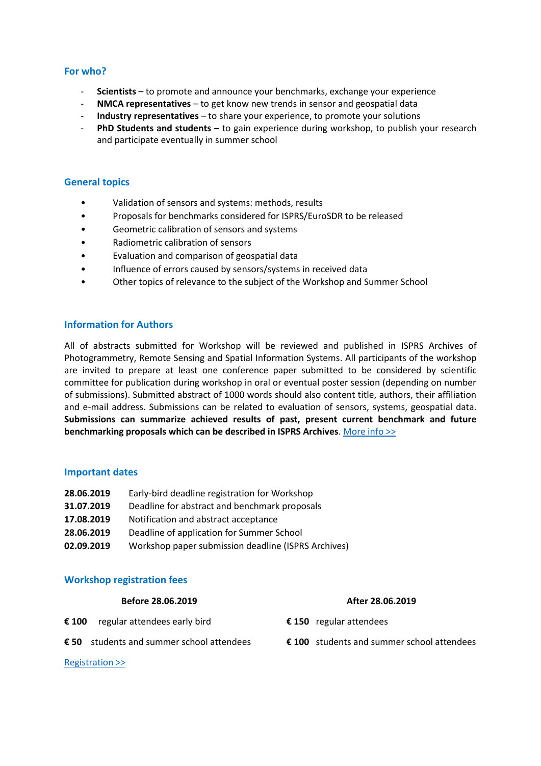## For who?

- **Scientists** – to promote and announce your benchmarks, exchange your experience
- **NMCA representatives** – to get know new trends in sensor and geospatial data
- **Industry representatives** – to share your experience, to promote your solutions
- **PhD Students and students** – to gain experience during workshop, to publish your research and participate eventually in summer school

## General topics

- Validation of sensors and systems: methods, results
- Proposals for benchmarks considered for ISPRS/EuroSDR to be released
- Geometric calibration of sensors and systems
- Radiometric calibration of sensors
- Evaluation and comparison of geospatial data
- Influence of errors caused by sensors/systems in received data
- Other topics of relevance to the subject of the Workshop and Summer School

## Information for Authors

All of abstracts submitted for Workshop will be reviewed and published in ISPRS Archives of Photogrammetry, Remote Sensing and Spatial Information Systems. All participants of the workshop are invited to prepare at least one conference paper submitted to be considered by scientific committee for publication during workshop in oral or eventual poster session (depending on number of submissions). Submitted abstract of 1000 words should also content title, authors, their affiliation and e-mail address. Submissions can be related to evaluation of sensors, systems, geospatial data. **Submissions can summarize achieved results of past, present current benchmark and future benchmarking proposals which can be described in ISPRS Archives**. More info >>

## Important dates

| | |
|---|---|
| **28.06.2019** | Early-bird deadline registration for Workshop |
| **31.07.2019** | Deadline for abstract and benchmark proposals |
| **17.08.2019** | Notification and abstract acceptance |
| **28.06.2019** | Deadline of application for Summer School |
| **02.09.2019** | Workshop paper submission deadline (ISPRS Archives) |

## Workshop registration fees

| Before 28.06.2019 | After 28.06.2019 |
|---|---|
| **€ 100** regular attendees early bird | **€ 150** regular attendees |
| **€ 50** students and summer school attendees | **€ 100** students and summer school attendees |

Registration >>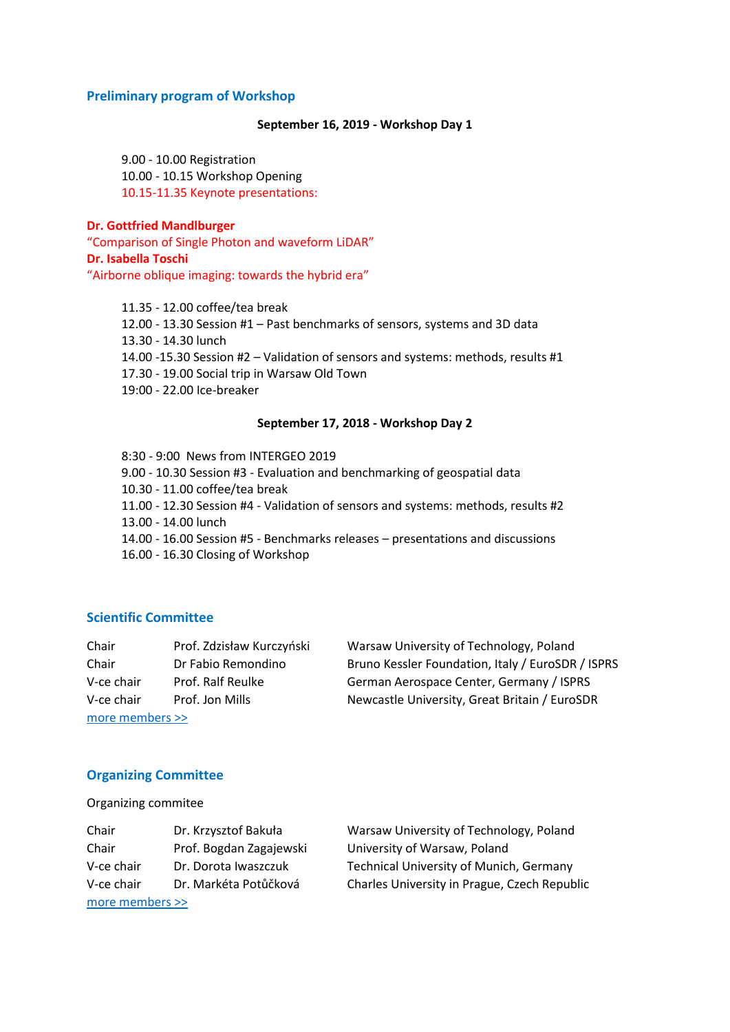## Preliminary program of Workshop

**September 16, 2019 - Workshop Day 1**

9.00 - 10.00 Registration
10.00 - 10.15 Workshop Opening
10.15-11.35 Keynote presentations:

**Dr. Gottfried Mandlburger**
"Comparison of Single Photon and waveform LiDAR"
**Dr. Isabella Toschi**
"Airborne oblique imaging: towards the hybrid era"

11.35 - 12.00 coffee/tea break
12.00 - 13.30 Session #1 – Past benchmarks of sensors, systems and 3D data
13.30 - 14.30 lunch
14.00 -15.30 Session #2 – Validation of sensors and systems: methods, results #1
17.30 - 19.00 Social trip in Warsaw Old Town
19:00 - 22.00 Ice-breaker

**September 17, 2018 - Workshop Day 2**

8:30 - 9:00 News from INTERGEO 2019
9.00 - 10.30 Session #3 - Evaluation and benchmarking of geospatial data
10.30 - 11.00 coffee/tea break
11.00 - 12.30 Session #4 - Validation of sensors and systems: methods, results #2
13.00 - 14.00 lunch
14.00 - 16.00 Session #5 - Benchmarks releases – presentations and discussions
16.00 - 16.30 Closing of Workshop

## Scientific Committee

| | | |
|---|---|---|
| Chair | Prof. Zdzisław Kurczyński | Warsaw University of Technology, Poland |
| Chair | Dr Fabio Remondino | Bruno Kessler Foundation, Italy / EuroSDR / ISPRS |
| V-ce chair | Prof. Ralf Reulke | German Aerospace Center, Germany / ISPRS |
| V-ce chair | Prof. Jon Mills | Newcastle University, Great Britain / EuroSDR |

more members >>

## Organizing Committee

Organizing commitee

| | | |
|---|---|---|
| Chair | Dr. Krzysztof Bakuła | Warsaw University of Technology, Poland |
| Chair | Prof. Bogdan Zagajewski | University of Warsaw, Poland |
| V-ce chair | Dr. Dorota Iwaszczuk | Technical University of Munich, Germany |
| V-ce chair | Dr. Markéta Potůčková | Charles University in Prague, Czech Republic |

more members >>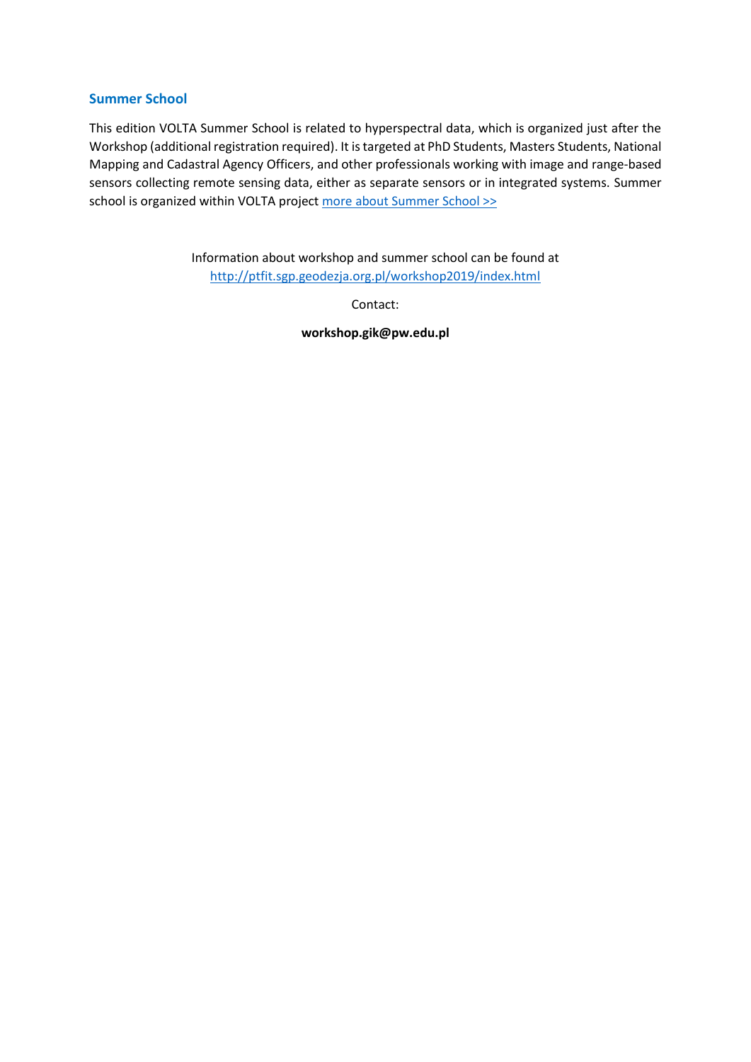### Summer School

This edition VOLTA Summer School is related to hyperspectral data, which is organized just after the Workshop (additional registration required). It is targeted at PhD Students, Masters Students, National Mapping and Cadastral Agency Officers, and other professionals working with image and range-based sensors collecting remote sensing data, either as separate sensors or in integrated systems. Summer school is organized within VOLTA project more about Summer School >>

Information about workshop and summer school can be found at
http://ptfit.sgp.geodezja.org.pl/workshop2019/index.html

Contact:

**workshop.gik@pw.edu.pl**